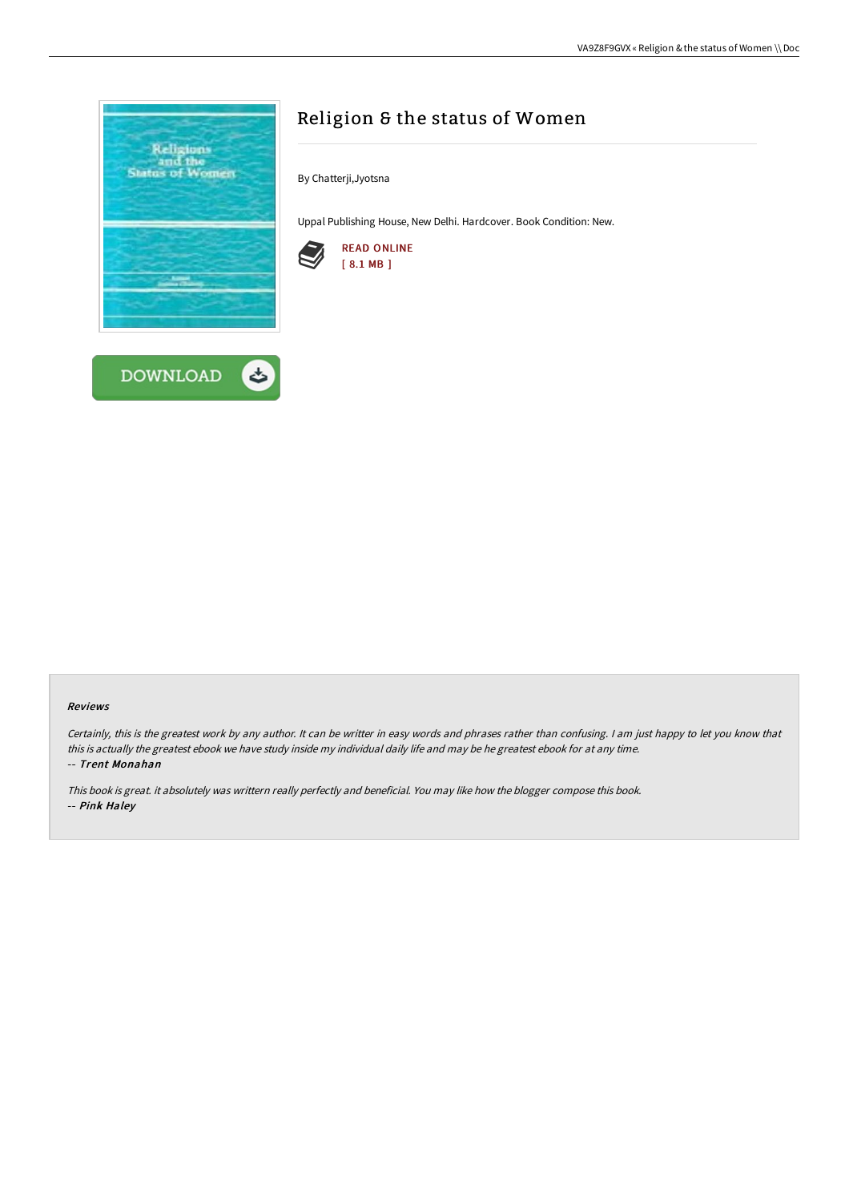# Religion & the status of Women

By Chatterji,Jyotsna

Uppal Publishing House, New Delhi. Hardcover. Book Condition: New.

READ ONLINE
[ 8.1 MB ]

DOWNLOAD

### Reviews

*Certainly, this is the greatest work by any author. It can be writter in easy words and phrases rather than confusing. I am just happy to let you know that this is actually the greatest ebook we have study inside my individual daily life and may be he greatest ebook for at any time.*
*-- Trent Monahan*

*This book is great. it absolutely was writtern really perfectly and beneficial. You may like how the blogger compose this book.*
*-- Pink Haley*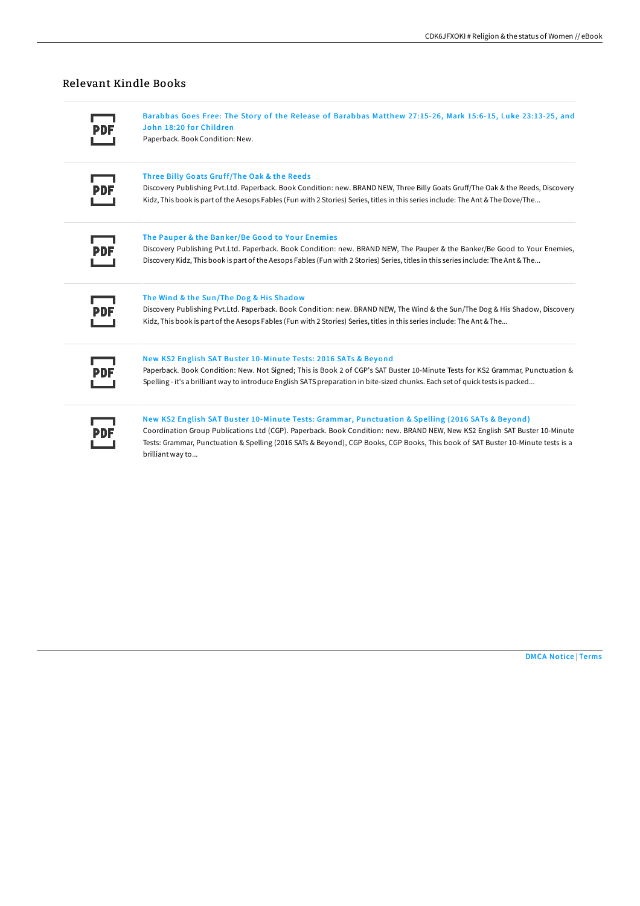## Relevant Kindle Books

**Barabbas Goes Free: The Story of the Release of Barabbas Matthew 27:15-26, Mark 15:6-15, Luke 23:13-25, and John 18:20 for Children**

Paperback. Book Condition: New.

**Three Billy Goats Gruff/The Oak & the Reeds**

Discovery Publishing Pvt.Ltd. Paperback. Book Condition: new. BRAND NEW, Three Billy Goats Gruff/The Oak & the Reeds, Discovery Kidz, This book is part of the Aesops Fables (Fun with 2 Stories) Series, titles in this series include: The Ant & The Dove/The...

**The Pauper & the Banker/Be Good to Your Enemies**

Discovery Publishing Pvt.Ltd. Paperback. Book Condition: new. BRAND NEW, The Pauper & the Banker/Be Good to Your Enemies, Discovery Kidz, This book is part of the Aesops Fables (Fun with 2 Stories) Series, titles in this series include: The Ant & The...

**The Wind & the Sun/The Dog & His Shadow**

Discovery Publishing Pvt.Ltd. Paperback. Book Condition: new. BRAND NEW, The Wind & the Sun/The Dog & His Shadow, Discovery Kidz, This book is part of the Aesops Fables (Fun with 2 Stories) Series, titles in this series include: The Ant & The...

**New KS2 English SAT Buster 10-Minute Tests: 2016 SATs & Beyond**

Paperback. Book Condition: New. Not Signed; This is Book 2 of CGP's SAT Buster 10-Minute Tests for KS2 Grammar, Punctuation & Spelling - it's a brilliant way to introduce English SATS preparation in bite-sized chunks. Each set of quick tests is packed...

**New KS2 English SAT Buster 10-Minute Tests: Grammar, Punctuation & Spelling (2016 SATs & Beyond)**

Coordination Group Publications Ltd (CGP). Paperback. Book Condition: new. BRAND NEW, New KS2 English SAT Buster 10-Minute Tests: Grammar, Punctuation & Spelling (2016 SATs & Beyond), CGP Books, CGP Books, This book of SAT Buster 10-Minute tests is a brilliant way to...

DMCA Notice | Terms